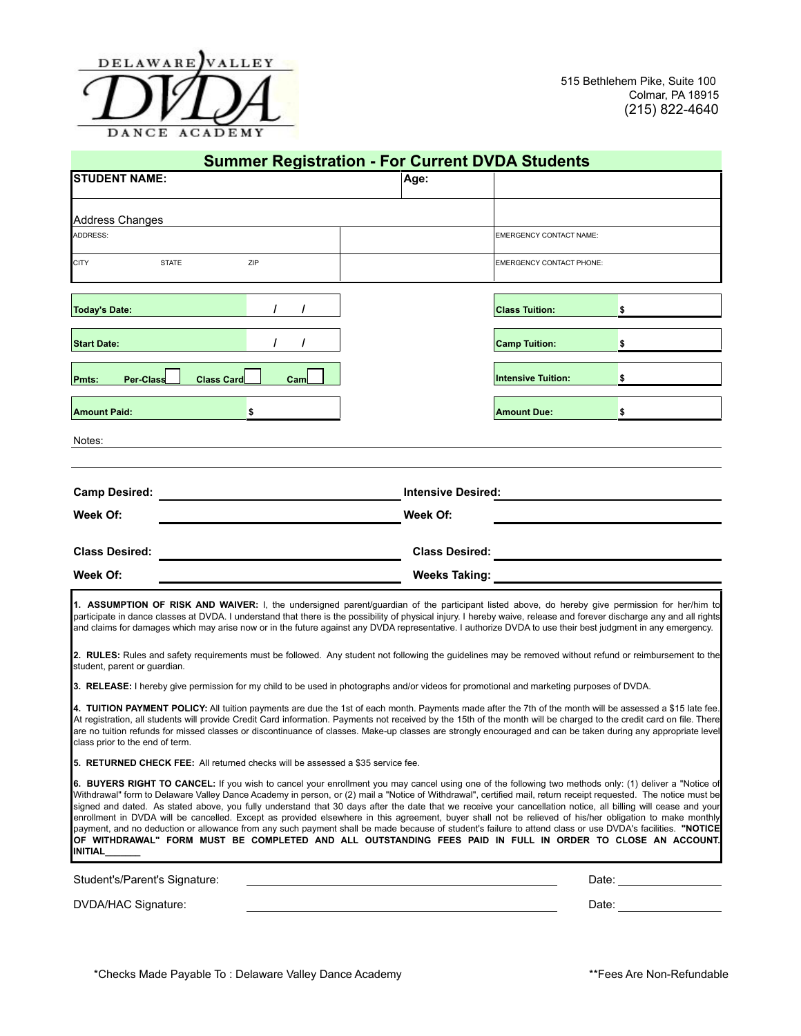DELAWARE VALLEY DVDA DANCE ACADEMY

515 Bethlehem Pike, Suite 100
Colmar, PA 18915
(215) 822-4640

## Summer Registration - For Current DVDA Students

| **STUDENT NAME:** | | **Age:** | |
|---|---|---|---|
| Address Changes | | | |
| ADDRESS: | | | EMERGENCY CONTACT NAME: |
| CITY STATE ZIP | | | EMERGENCY CONTACT PHONE: |

| | | | |
|---|---|---|---|
| **Today's Date:** | / / | **Class Tuition:** | $ |
| **Start Date:** | / / | **Camp Tuition:** | $ |
| **Pmts:** Per-Class ☐ Class Card ☐ Cam ☐ | | **Intensive Tuition:** | $ |
| **Amount Paid:** | $ | **Amount Due:** | $ |

Notes: ____________________________________________

**Camp Desired:** ____________________ **Intensive Desired:** ____________________

**Week Of:** ____________________ **Week Of:** ____________________

**Class Desired:** ____________________ **Class Desired:** ____________________

**Week Of:** ____________________ **Weeks Taking:** ____________________

**1. ASSUMPTION OF RISK AND WAIVER:** I, the undersigned parent/guardian of the participant listed above, do hereby give permission for her/him to participate in dance classes at DVDA. I understand that there is the possibility of physical injury. I hereby waive, release and forever discharge any and all rights and claims for damages which may arise now or in the future against any DVDA representative. I authorize DVDA to use their best judgment in any emergency.

**2. RULES:** Rules and safety requirements must be followed. Any student not following the guidelines may be removed without refund or reimbursement to the student, parent or guardian.

**3. RELEASE:** I hereby give permission for my child to be used in photographs and/or videos for promotional and marketing purposes of DVDA.

**4. TUITION PAYMENT POLICY:** All tuition payments are due the 1st of each month. Payments made after the 7th of the month will be assessed a $15 late fee. At registration, all students will provide Credit Card information. Payments not received by the 15th of the month will be charged to the credit card on file. There are no tuition refunds for missed classes or discontinuance of classes. Make-up classes are strongly encouraged and can be taken during any appropriate level class prior to the end of term.

**5. RETURNED CHECK FEE:** All returned checks will be assessed a $35 service fee.

**6. BUYERS RIGHT TO CANCEL:** If you wish to cancel your enrollment you may cancel using one of the following two methods only: (1) deliver a "Notice of Withdrawal" form to Delaware Valley Dance Academy in person, or (2) mail a "Notice of Withdrawal", certified mail, return receipt requested. The notice must be signed and dated. As stated above, you fully understand that 30 days after the date that we receive your cancellation notice, all billing will cease and your enrollment in DVDA will be cancelled. Except as provided elsewhere in this agreement, buyer shall not be relieved of his/her obligation to make monthly payment, and no deduction or allowance from any such payment shall be made because of student's failure to attend class or use DVDA's facilities. **"NOTICE OF WITHDRAWAL" FORM MUST BE COMPLETED AND ALL OUTSTANDING FEES PAID IN FULL IN ORDER TO CLOSE AN ACCOUNT. INITIAL______**

Student's/Parent's Signature: ______________________________ Date: ____________

DVDA/HAC Signature: ______________________________ Date: ____________

*Checks Made Payable To : Delaware Valley Dance Academy

**Fees Are Non-Refundable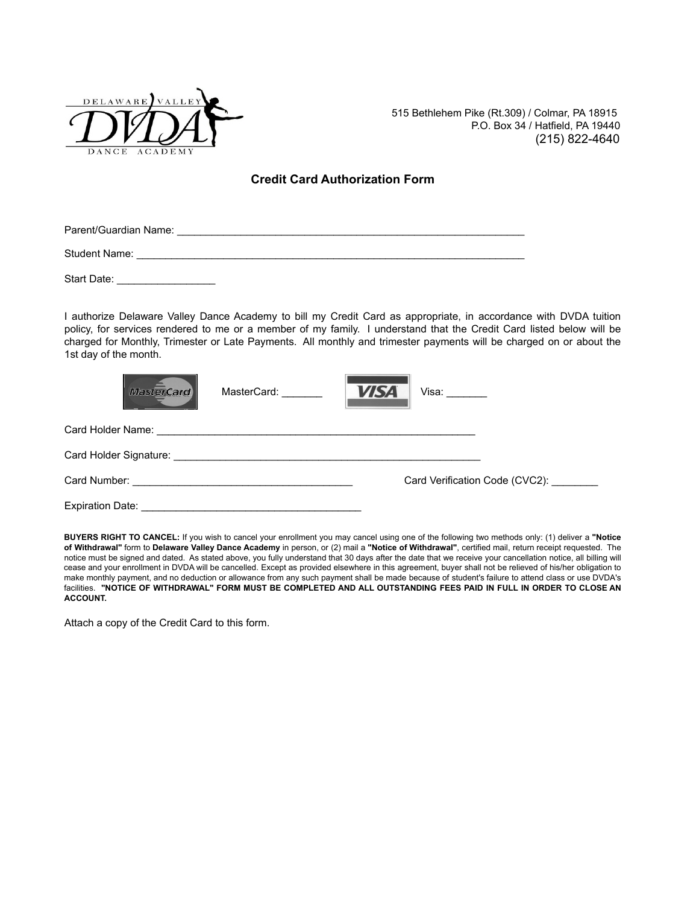DELAWARE VALLEY DVDA DANCE ACADEMY

515 Bethlehem Pike (Rt.309) / Colmar, PA 18915
P.O. Box 34 / Hatfield, PA 19440
(215) 822-4640

## Credit Card Authorization Form

Parent/Guardian Name: ___________________________________________________________

Student Name: ____________________________________________________________________

Start Date: _________________

I authorize Delaware Valley Dance Academy to bill my Credit Card as appropriate, in accordance with DVDA tuition policy, for services rendered to me or a member of my family. I understand that the Credit Card listed below will be charged for Monthly, Trimester or Late Payments. All monthly and trimester payments will be charged on or about the 1st day of the month.

MasterCard MasterCard: _______ VISA Visa: _______

Card Holder Name: _________________________________________________________

Card Holder Signature: _____________________________________________________

Card Number: ______________________________________ Card Verification Code (CVC2): ________

Expiration Date: ______________________________________

**BUYERS RIGHT TO CANCEL:** If you wish to cancel your enrollment you may cancel using one of the following two methods only: (1) deliver a **"Notice of Withdrawal"** form to **Delaware Valley Dance Academy** in person, or (2) mail a **"Notice of Withdrawal"**, certified mail, return receipt requested. The notice must be signed and dated. As stated above, you fully understand that 30 days after the date that we receive your cancellation notice, all billing will cease and your enrollment in DVDA will be cancelled. Except as provided elsewhere in this agreement, buyer shall not be relieved of his/her obligation to make monthly payment, and no deduction or allowance from any such payment shall be made because of student's failure to attend class or use DVDA's facilities. **"NOTICE OF WITHDRAWAL" FORM MUST BE COMPLETED AND ALL OUTSTANDING FEES PAID IN FULL IN ORDER TO CLOSE AN ACCOUNT.**

Attach a copy of the Credit Card to this form.